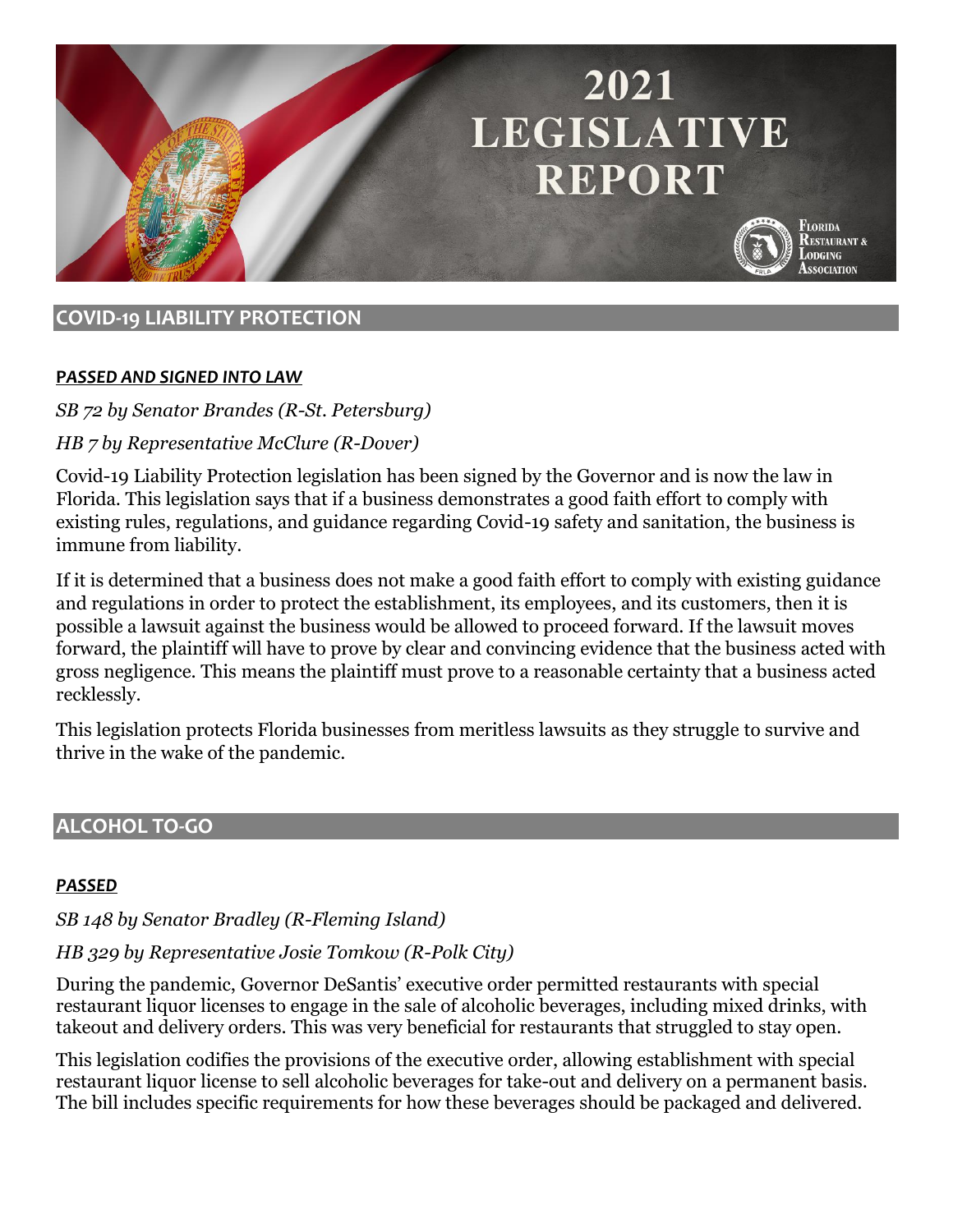# 2021 LEGISLATIVE REPORT

Florida Restaurant & Lodging Association

## COVID-19 LIABILITY PROTECTION

***PASSED AND SIGNED INTO LAW***

*SB 72 by Senator Brandes (R-St. Petersburg)*

*HB 7 by Representative McClure (R-Dover)*

Covid-19 Liability Protection legislation has been signed by the Governor and is now the law in Florida. This legislation says that if a business demonstrates a good faith effort to comply with existing rules, regulations, and guidance regarding Covid-19 safety and sanitation, the business is immune from liability.

If it is determined that a business does not make a good faith effort to comply with existing guidance and regulations in order to protect the establishment, its employees, and its customers, then it is possible a lawsuit against the business would be allowed to proceed forward. If the lawsuit moves forward, the plaintiff will have to prove by clear and convincing evidence that the business acted with gross negligence. This means the plaintiff must prove to a reasonable certainty that a business acted recklessly.

This legislation protects Florida businesses from meritless lawsuits as they struggle to survive and thrive in the wake of the pandemic.

## ALCOHOL TO-GO

***PASSED***

*SB 148 by Senator Bradley (R-Fleming Island)*

*HB 329 by Representative Josie Tomkow (R-Polk City)*

During the pandemic, Governor DeSantis' executive order permitted restaurants with special restaurant liquor licenses to engage in the sale of alcoholic beverages, including mixed drinks, with takeout and delivery orders. This was very beneficial for restaurants that struggled to stay open.

This legislation codifies the provisions of the executive order, allowing establishment with special restaurant liquor license to sell alcoholic beverages for take-out and delivery on a permanent basis. The bill includes specific requirements for how these beverages should be packaged and delivered.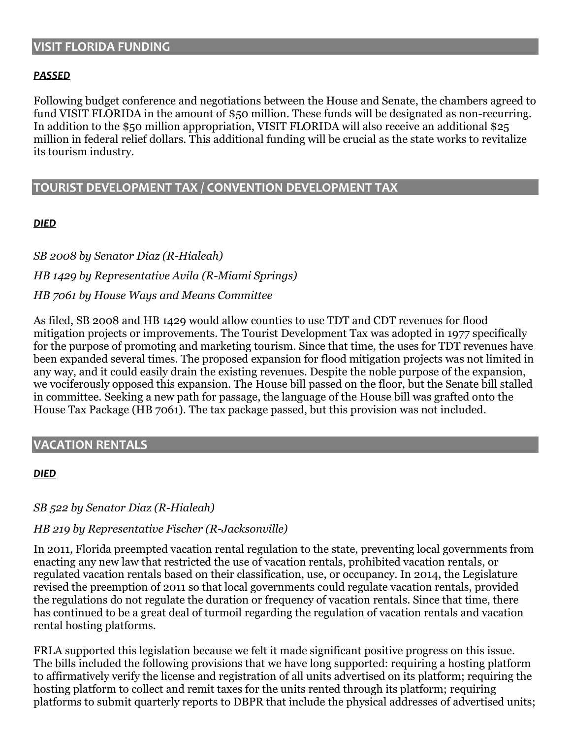## VISIT FLORIDA FUNDING

***PASSED***

Following budget conference and negotiations between the House and Senate, the chambers agreed to fund VISIT FLORIDA in the amount of $50 million. These funds will be designated as non-recurring. In addition to the $50 million appropriation, VISIT FLORIDA will also receive an additional $25 million in federal relief dollars. This additional funding will be crucial as the state works to revitalize its tourism industry.

## TOURIST DEVELOPMENT TAX / CONVENTION DEVELOPMENT TAX

***DIED***

*SB 2008 by Senator Diaz (R-Hialeah)*

*HB 1429 by Representative Avila (R-Miami Springs)*

*HB 7061 by House Ways and Means Committee*

As filed, SB 2008 and HB 1429 would allow counties to use TDT and CDT revenues for flood mitigation projects or improvements. The Tourist Development Tax was adopted in 1977 specifically for the purpose of promoting and marketing tourism. Since that time, the uses for TDT revenues have been expanded several times. The proposed expansion for flood mitigation projects was not limited in any way, and it could easily drain the existing revenues. Despite the noble purpose of the expansion, we vociferously opposed this expansion. The House bill passed on the floor, but the Senate bill stalled in committee. Seeking a new path for passage, the language of the House bill was grafted onto the House Tax Package (HB 7061). The tax package passed, but this provision was not included.

## VACATION RENTALS

***DIED***

*SB 522 by Senator Diaz (R-Hialeah)*

*HB 219 by Representative Fischer (R-Jacksonville)*

In 2011, Florida preempted vacation rental regulation to the state, preventing local governments from enacting any new law that restricted the use of vacation rentals, prohibited vacation rentals, or regulated vacation rentals based on their classification, use, or occupancy. In 2014, the Legislature revised the preemption of 2011 so that local governments could regulate vacation rentals, provided the regulations do not regulate the duration or frequency of vacation rentals. Since that time, there has continued to be a great deal of turmoil regarding the regulation of vacation rentals and vacation rental hosting platforms.

FRLA supported this legislation because we felt it made significant positive progress on this issue. The bills included the following provisions that we have long supported: requiring a hosting platform to affirmatively verify the license and registration of all units advertised on its platform; requiring the hosting platform to collect and remit taxes for the units rented through its platform; requiring platforms to submit quarterly reports to DBPR that include the physical addresses of advertised units;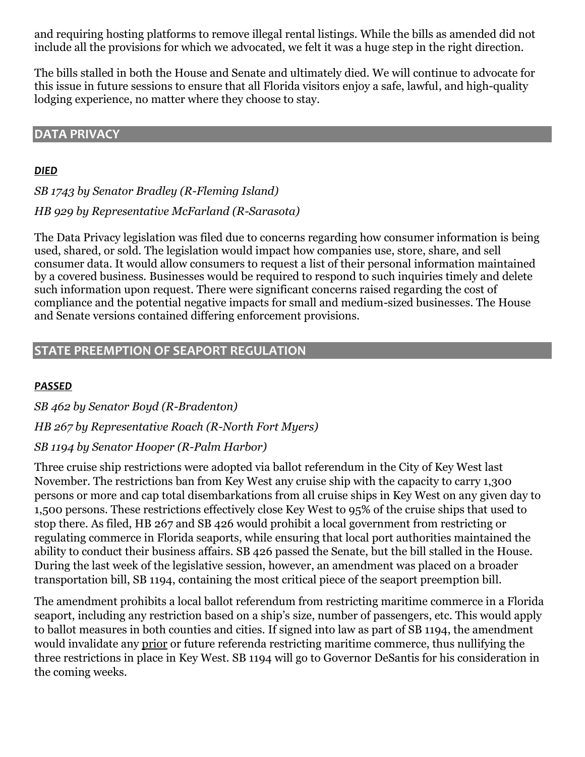and requiring hosting platforms to remove illegal rental listings. While the bills as amended did not include all the provisions for which we advocated, we felt it was a huge step in the right direction.

The bills stalled in both the House and Senate and ultimately died. We will continue to advocate for this issue in future sessions to ensure that all Florida visitors enjoy a safe, lawful, and high-quality lodging experience, no matter where they choose to stay.

## DATA PRIVACY

***DIED***

*SB 1743 by Senator Bradley (R-Fleming Island)*

*HB 929 by Representative McFarland (R-Sarasota)*

The Data Privacy legislation was filed due to concerns regarding how consumer information is being used, shared, or sold. The legislation would impact how companies use, store, share, and sell consumer data. It would allow consumers to request a list of their personal information maintained by a covered business. Businesses would be required to respond to such inquiries timely and delete such information upon request. There were significant concerns raised regarding the cost of compliance and the potential negative impacts for small and medium-sized businesses. The House and Senate versions contained differing enforcement provisions.

## STATE PREEMPTION OF SEAPORT REGULATION

***PASSED***

*SB 462 by Senator Boyd (R-Bradenton)*

*HB 267 by Representative Roach (R-North Fort Myers)*

*SB 1194 by Senator Hooper (R-Palm Harbor)*

Three cruise ship restrictions were adopted via ballot referendum in the City of Key West last November. The restrictions ban from Key West any cruise ship with the capacity to carry 1,300 persons or more and cap total disembarkations from all cruise ships in Key West on any given day to 1,500 persons. These restrictions effectively close Key West to 95% of the cruise ships that used to stop there. As filed, HB 267 and SB 426 would prohibit a local government from restricting or regulating commerce in Florida seaports, while ensuring that local port authorities maintained the ability to conduct their business affairs. SB 426 passed the Senate, but the bill stalled in the House. During the last week of the legislative session, however, an amendment was placed on a broader transportation bill, SB 1194, containing the most critical piece of the seaport preemption bill.

The amendment prohibits a local ballot referendum from restricting maritime commerce in a Florida seaport, including any restriction based on a ship's size, number of passengers, etc. This would apply to ballot measures in both counties and cities. If signed into law as part of SB 1194, the amendment would invalidate any <u>prior</u> or future referenda restricting maritime commerce, thus nullifying the three restrictions in place in Key West. SB 1194 will go to Governor DeSantis for his consideration in the coming weeks.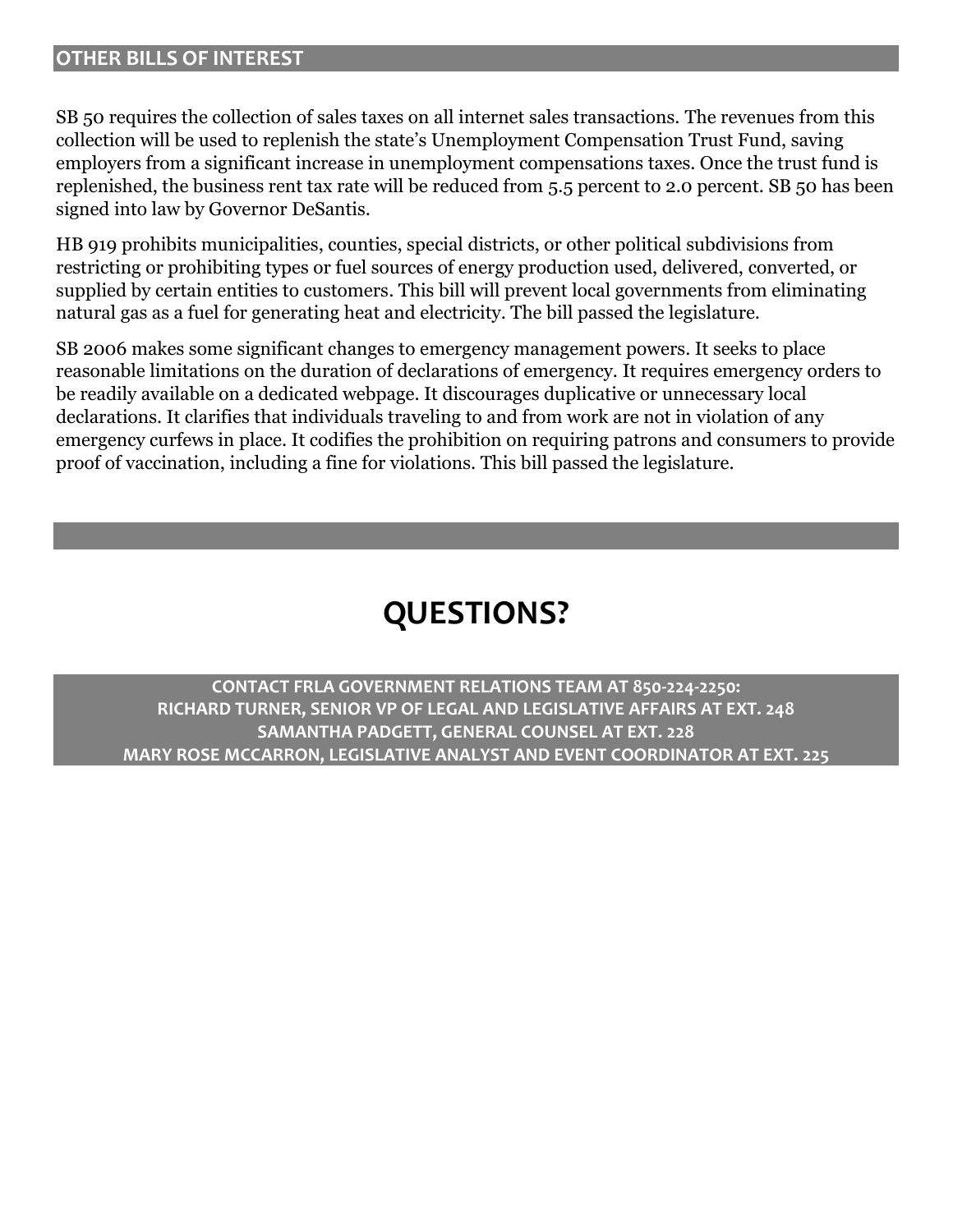## OTHER BILLS OF INTEREST

SB 50 requires the collection of sales taxes on all internet sales transactions. The revenues from this collection will be used to replenish the state's Unemployment Compensation Trust Fund, saving employers from a significant increase in unemployment compensations taxes. Once the trust fund is replenished, the business rent tax rate will be reduced from 5.5 percent to 2.0 percent. SB 50 has been signed into law by Governor DeSantis.

HB 919 prohibits municipalities, counties, special districts, or other political subdivisions from restricting or prohibiting types or fuel sources of energy production used, delivered, converted, or supplied by certain entities to customers. This bill will prevent local governments from eliminating natural gas as a fuel for generating heat and electricity. The bill passed the legislature.

SB 2006 makes some significant changes to emergency management powers. It seeks to place reasonable limitations on the duration of declarations of emergency. It requires emergency orders to be readily available on a dedicated webpage. It discourages duplicative or unnecessary local declarations. It clarifies that individuals traveling to and from work are not in violation of any emergency curfews in place. It codifies the prohibition on requiring patrons and consumers to provide proof of vaccination, including a fine for violations. This bill passed the legislature.

# QUESTIONS?

**CONTACT FRLA GOVERNMENT RELATIONS TEAM AT 850-224-2250:**
**RICHARD TURNER, SENIOR VP OF LEGAL AND LEGISLATIVE AFFAIRS AT EXT. 248**
**SAMANTHA PADGETT, GENERAL COUNSEL AT EXT. 228**
**MARY ROSE MCCARRON, LEGISLATIVE ANALYST AND EVENT COORDINATOR AT EXT. 225**